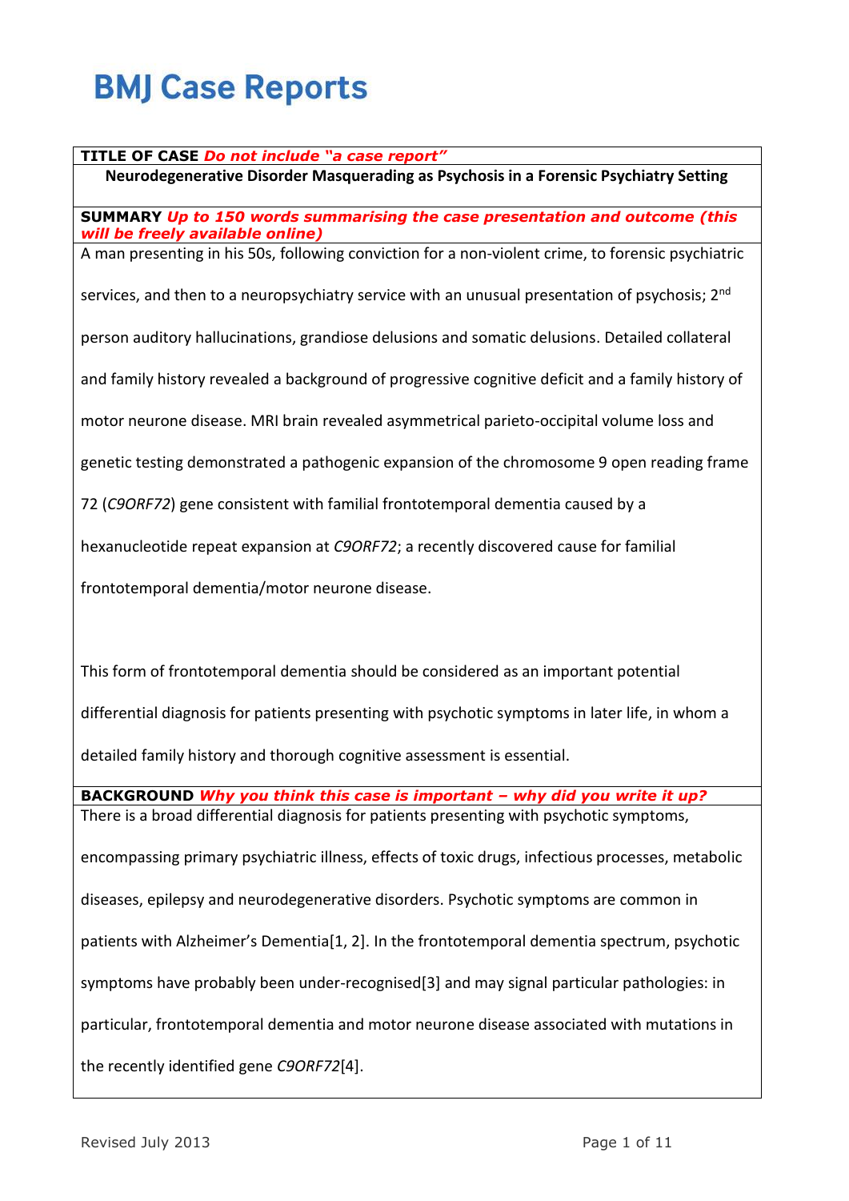# BMJ Case Reports

**TITLE OF CASE** *Do not include "a case report"*

**Neurodegenerative Disorder Masquerading as Psychosis in a Forensic Psychiatry Setting**

**SUMMARY** *Up to 150 words summarising the case presentation and outcome (this will be freely available online)*

A man presenting in his 50s, following conviction for a non-violent crime, to forensic psychiatric services, and then to a neuropsychiatry service with an unusual presentation of psychosis; 2nd person auditory hallucinations, grandiose delusions and somatic delusions. Detailed collateral and family history revealed a background of progressive cognitive deficit and a family history of motor neurone disease. MRI brain revealed asymmetrical parieto-occipital volume loss and genetic testing demonstrated a pathogenic expansion of the chromosome 9 open reading frame 72 (*C9ORF72*) gene consistent with familial frontotemporal dementia caused by a hexanucleotide repeat expansion at *C9ORF72*; a recently discovered cause for familial frontotemporal dementia/motor neurone disease.

This form of frontotemporal dementia should be considered as an important potential differential diagnosis for patients presenting with psychotic symptoms in later life, in whom a detailed family history and thorough cognitive assessment is essential.

**BACKGROUND** *Why you think this case is important – why did you write it up?*

There is a broad differential diagnosis for patients presenting with psychotic symptoms, encompassing primary psychiatric illness, effects of toxic drugs, infectious processes, metabolic diseases, epilepsy and neurodegenerative disorders. Psychotic symptoms are common in patients with Alzheimer's Dementia[1, 2]. In the frontotemporal dementia spectrum, psychotic symptoms have probably been under-recognised[3] and may signal particular pathologies: in particular, frontotemporal dementia and motor neurone disease associated with mutations in the recently identified gene *C9ORF72*[4].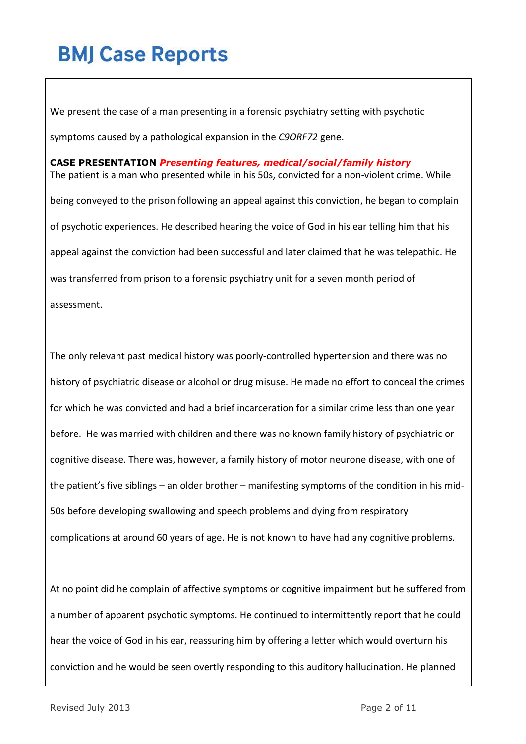We present the case of a man presenting in a forensic psychiatry setting with psychotic symptoms caused by a pathological expansion in the *C9ORF72* gene.

**CASE PRESENTATION** ***Presenting features, medical/social/family history***

The patient is a man who presented while in his 50s, convicted for a non-violent crime. While being conveyed to the prison following an appeal against this conviction, he began to complain of psychotic experiences. He described hearing the voice of God in his ear telling him that his appeal against the conviction had been successful and later claimed that he was telepathic. He was transferred from prison to a forensic psychiatry unit for a seven month period of assessment.

The only relevant past medical history was poorly-controlled hypertension and there was no history of psychiatric disease or alcohol or drug misuse. He made no effort to conceal the crimes for which he was convicted and had a brief incarceration for a similar crime less than one year before. He was married with children and there was no known family history of psychiatric or cognitive disease. There was, however, a family history of motor neurone disease, with one of the patient's five siblings – an older brother – manifesting symptoms of the condition in his mid-50s before developing swallowing and speech problems and dying from respiratory complications at around 60 years of age. He is not known to have had any cognitive problems.

At no point did he complain of affective symptoms or cognitive impairment but he suffered from a number of apparent psychotic symptoms. He continued to intermittently report that he could hear the voice of God in his ear, reassuring him by offering a letter which would overturn his conviction and he would be seen overtly responding to this auditory hallucination. He planned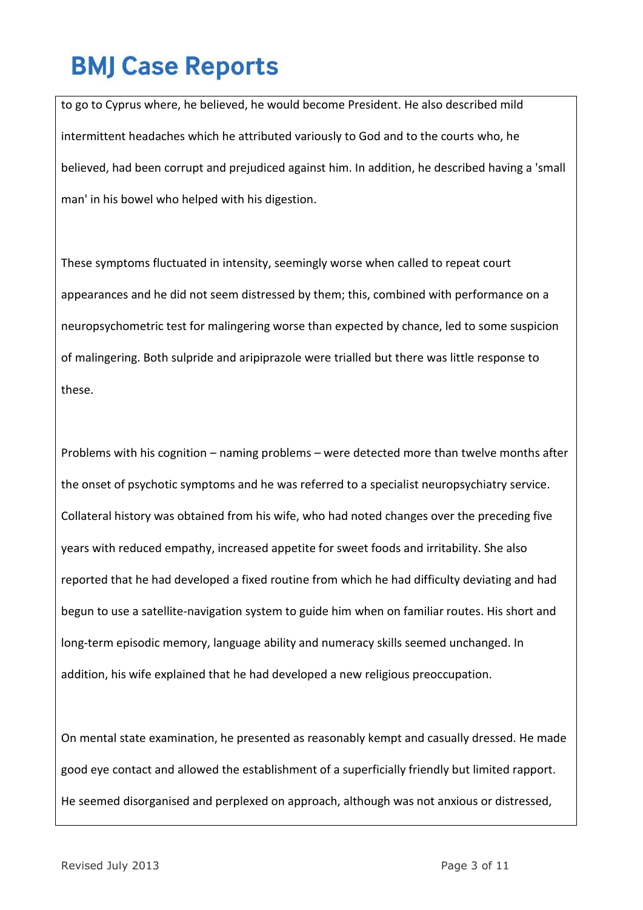to go to Cyprus where, he believed, he would become President. He also described mild intermittent headaches which he attributed variously to God and to the courts who, he believed, had been corrupt and prejudiced against him. In addition, he described having a 'small man' in his bowel who helped with his digestion.

These symptoms fluctuated in intensity, seemingly worse when called to repeat court appearances and he did not seem distressed by them; this, combined with performance on a neuropsychometric test for malingering worse than expected by chance, led to some suspicion of malingering. Both sulpride and aripiprazole were trialled but there was little response to these.

Problems with his cognition – naming problems – were detected more than twelve months after the onset of psychotic symptoms and he was referred to a specialist neuropsychiatry service. Collateral history was obtained from his wife, who had noted changes over the preceding five years with reduced empathy, increased appetite for sweet foods and irritability. She also reported that he had developed a fixed routine from which he had difficulty deviating and had begun to use a satellite-navigation system to guide him when on familiar routes. His short and long-term episodic memory, language ability and numeracy skills seemed unchanged. In addition, his wife explained that he had developed a new religious preoccupation.

On mental state examination, he presented as reasonably kempt and casually dressed. He made good eye contact and allowed the establishment of a superficially friendly but limited rapport. He seemed disorganised and perplexed on approach, although was not anxious or distressed,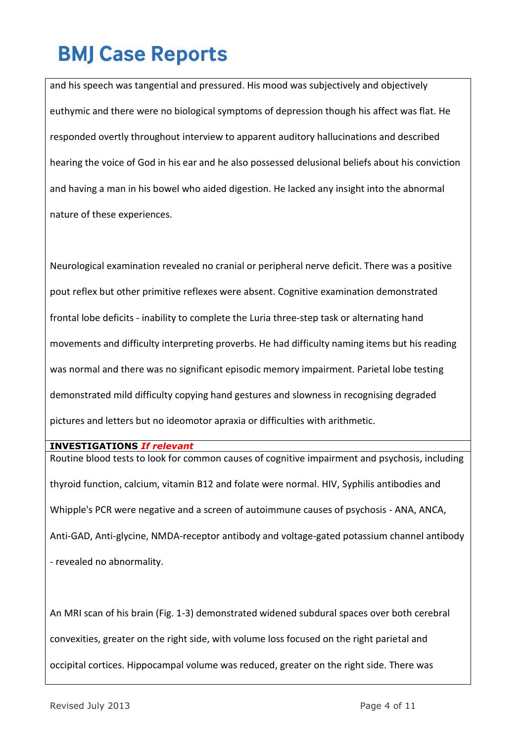and his speech was tangential and pressured. His mood was subjectively and objectively euthymic and there were no biological symptoms of depression though his affect was flat. He responded overtly throughout interview to apparent auditory hallucinations and described hearing the voice of God in his ear and he also possessed delusional beliefs about his conviction and having a man in his bowel who aided digestion. He lacked any insight into the abnormal nature of these experiences.

Neurological examination revealed no cranial or peripheral nerve deficit. There was a positive pout reflex but other primitive reflexes were absent. Cognitive examination demonstrated frontal lobe deficits - inability to complete the Luria three-step task or alternating hand movements and difficulty interpreting proverbs. He had difficulty naming items but his reading was normal and there was no significant episodic memory impairment. Parietal lobe testing demonstrated mild difficulty copying hand gestures and slowness in recognising degraded pictures and letters but no ideomotor apraxia or difficulties with arithmetic.

**INVESTIGATIONS** ***If relevant***

Routine blood tests to look for common causes of cognitive impairment and psychosis, including thyroid function, calcium, vitamin B12 and folate were normal. HIV, Syphilis antibodies and Whipple's PCR were negative and a screen of autoimmune causes of psychosis - ANA, ANCA, Anti-GAD, Anti-glycine, NMDA-receptor antibody and voltage-gated potassium channel antibody - revealed no abnormality.

An MRI scan of his brain (Fig. 1-3) demonstrated widened subdural spaces over both cerebral convexities, greater on the right side, with volume loss focused on the right parietal and occipital cortices. Hippocampal volume was reduced, greater on the right side. There was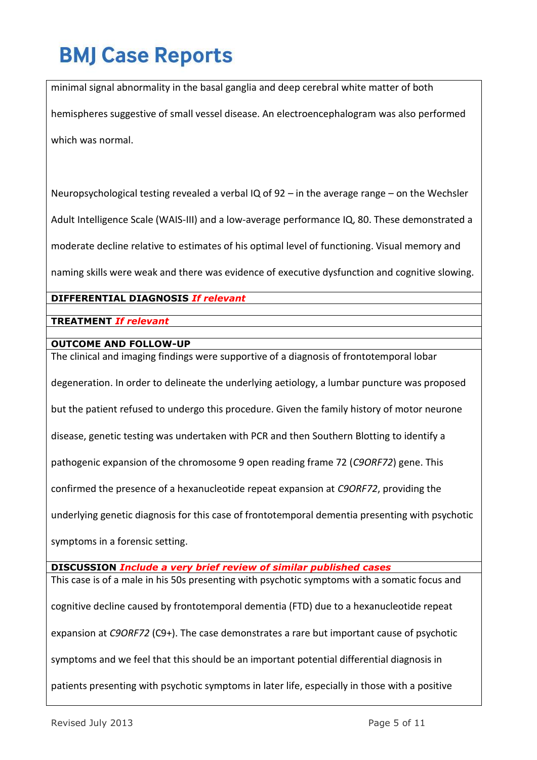minimal signal abnormality in the basal ganglia and deep cerebral white matter of both hemispheres suggestive of small vessel disease. An electroencephalogram was also performed which was normal.

Neuropsychological testing revealed a verbal IQ of 92 – in the average range – on the Wechsler Adult Intelligence Scale (WAIS-III) and a low-average performance IQ, 80. These demonstrated a moderate decline relative to estimates of his optimal level of functioning. Visual memory and naming skills were weak and there was evidence of executive dysfunction and cognitive slowing.

**DIFFERENTIAL DIAGNOSIS** ***If relevant***

**TREATMENT** ***If relevant***

**OUTCOME AND FOLLOW-UP**

The clinical and imaging findings were supportive of a diagnosis of frontotemporal lobar degeneration. In order to delineate the underlying aetiology, a lumbar puncture was proposed but the patient refused to undergo this procedure. Given the family history of motor neurone disease, genetic testing was undertaken with PCR and then Southern Blotting to identify a pathogenic expansion of the chromosome 9 open reading frame 72 (*C9ORF72*) gene. This confirmed the presence of a hexanucleotide repeat expansion at *C9ORF72*, providing the underlying genetic diagnosis for this case of frontotemporal dementia presenting with psychotic symptoms in a forensic setting.

**DISCUSSION** ***Include a very brief review of similar published cases***

This case is of a male in his 50s presenting with psychotic symptoms with a somatic focus and cognitive decline caused by frontotemporal dementia (FTD) due to a hexanucleotide repeat expansion at *C9ORF72* (C9+). The case demonstrates a rare but important cause of psychotic symptoms and we feel that this should be an important potential differential diagnosis in patients presenting with psychotic symptoms in later life, especially in those with a positive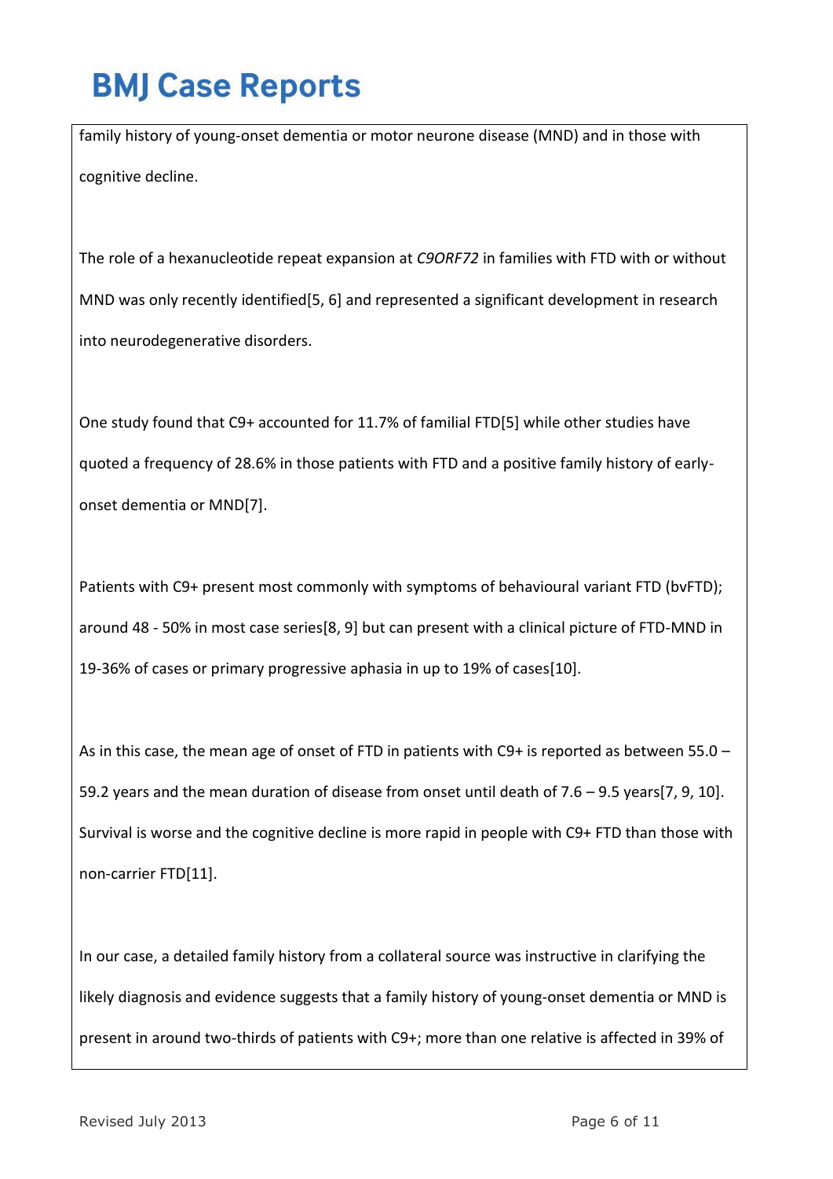family history of young-onset dementia or motor neurone disease (MND) and in those with cognitive decline.

The role of a hexanucleotide repeat expansion at *C9ORF72* in families with FTD with or without MND was only recently identified[5, 6] and represented a significant development in research into neurodegenerative disorders.

One study found that C9+ accounted for 11.7% of familial FTD[5] while other studies have quoted a frequency of 28.6% in those patients with FTD and a positive family history of early-onset dementia or MND[7].

Patients with C9+ present most commonly with symptoms of behavioural variant FTD (bvFTD); around 48 - 50% in most case series[8, 9] but can present with a clinical picture of FTD-MND in 19-36% of cases or primary progressive aphasia in up to 19% of cases[10].

As in this case, the mean age of onset of FTD in patients with C9+ is reported as between 55.0 – 59.2 years and the mean duration of disease from onset until death of 7.6 – 9.5 years[7, 9, 10]. Survival is worse and the cognitive decline is more rapid in people with C9+ FTD than those with non-carrier FTD[11].

In our case, a detailed family history from a collateral source was instructive in clarifying the likely diagnosis and evidence suggests that a family history of young-onset dementia or MND is present in around two-thirds of patients with C9+; more than one relative is affected in 39% of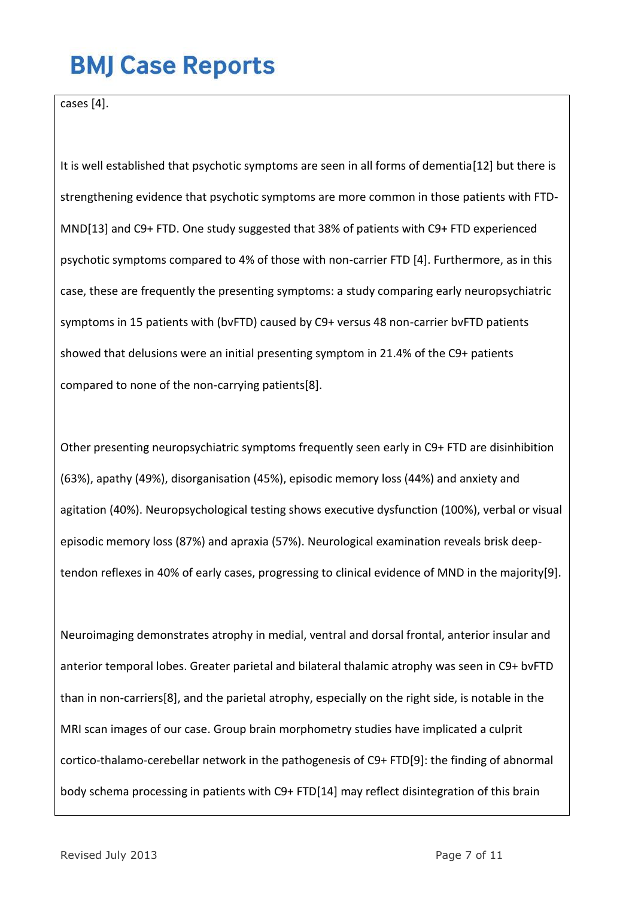cases [4].

It is well established that psychotic symptoms are seen in all forms of dementia[12] but there is strengthening evidence that psychotic symptoms are more common in those patients with FTD-MND[13] and C9+ FTD. One study suggested that 38% of patients with C9+ FTD experienced psychotic symptoms compared to 4% of those with non-carrier FTD [4]. Furthermore, as in this case, these are frequently the presenting symptoms: a study comparing early neuropsychiatric symptoms in 15 patients with (bvFTD) caused by C9+ versus 48 non-carrier bvFTD patients showed that delusions were an initial presenting symptom in 21.4% of the C9+ patients compared to none of the non-carrying patients[8].

Other presenting neuropsychiatric symptoms frequently seen early in C9+ FTD are disinhibition (63%), apathy (49%), disorganisation (45%), episodic memory loss (44%) and anxiety and agitation (40%). Neuropsychological testing shows executive dysfunction (100%), verbal or visual episodic memory loss (87%) and apraxia (57%). Neurological examination reveals brisk deep-tendon reflexes in 40% of early cases, progressing to clinical evidence of MND in the majority[9].

Neuroimaging demonstrates atrophy in medial, ventral and dorsal frontal, anterior insular and anterior temporal lobes. Greater parietal and bilateral thalamic atrophy was seen in C9+ bvFTD than in non-carriers[8], and the parietal atrophy, especially on the right side, is notable in the MRI scan images of our case. Group brain morphometry studies have implicated a culprit cortico-thalamo-cerebellar network in the pathogenesis of C9+ FTD[9]: the finding of abnormal body schema processing in patients with C9+ FTD[14] may reflect disintegration of this brain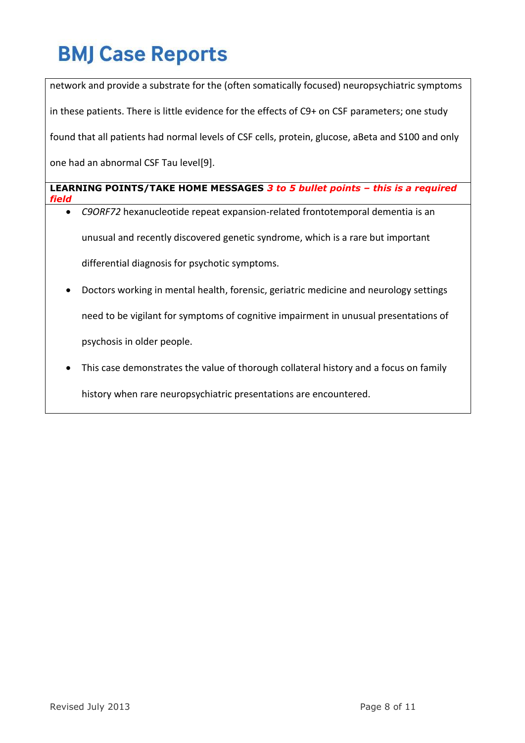network and provide a substrate for the (often somatically focused) neuropsychiatric symptoms in these patients. There is little evidence for the effects of C9+ on CSF parameters; one study found that all patients had normal levels of CSF cells, protein, glucose, aBeta and S100 and only one had an abnormal CSF Tau level[9].

**LEARNING POINTS/TAKE HOME MESSAGES** ***3 to 5 bullet points – this is a required field***

- *C9ORF72* hexanucleotide repeat expansion-related frontotemporal dementia is an unusual and recently discovered genetic syndrome, which is a rare but important differential diagnosis for psychotic symptoms.
- Doctors working in mental health, forensic, geriatric medicine and neurology settings need to be vigilant for symptoms of cognitive impairment in unusual presentations of psychosis in older people.
- This case demonstrates the value of thorough collateral history and a focus on family history when rare neuropsychiatric presentations are encountered.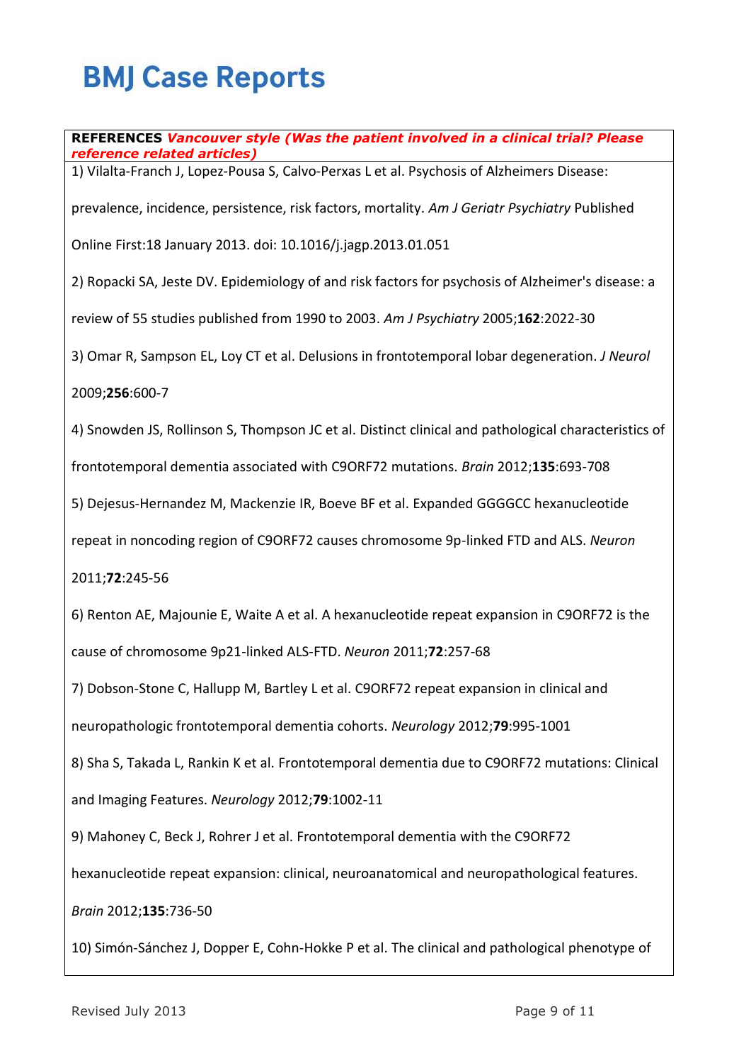**REFERENCES** ***Vancouver style (Was the patient involved in a clinical trial? Please reference related articles)***

1) Vilalta-Franch J, Lopez-Pousa S, Calvo-Perxas L et al. Psychosis of Alzheimers Disease: prevalence, incidence, persistence, risk factors, mortality. *Am J Geriatr Psychiatry* Published Online First:18 January 2013. doi: 10.1016/j.jagp.2013.01.051

2) Ropacki SA, Jeste DV. Epidemiology of and risk factors for psychosis of Alzheimer's disease: a review of 55 studies published from 1990 to 2003. *Am J Psychiatry* 2005;**162**:2022-30

3) Omar R, Sampson EL, Loy CT et al. Delusions in frontotemporal lobar degeneration. *J Neurol* 2009;**256**:600-7

4) Snowden JS, Rollinson S, Thompson JC et al. Distinct clinical and pathological characteristics of frontotemporal dementia associated with C9ORF72 mutations. *Brain* 2012;**135**:693-708

5) Dejesus-Hernandez M, Mackenzie IR, Boeve BF et al. Expanded GGGGCC hexanucleotide repeat in noncoding region of C9ORF72 causes chromosome 9p-linked FTD and ALS. *Neuron* 2011;**72**:245-56

6) Renton AE, Majounie E, Waite A et al. A hexanucleotide repeat expansion in C9ORF72 is the cause of chromosome 9p21-linked ALS-FTD. *Neuron* 2011;**72**:257-68

7) Dobson-Stone C, Hallupp M, Bartley L et al. C9ORF72 repeat expansion in clinical and neuropathologic frontotemporal dementia cohorts. *Neurology* 2012;**79**:995-1001

8) Sha S, Takada L, Rankin K et al. Frontotemporal dementia due to C9ORF72 mutations: Clinical and Imaging Features. *Neurology* 2012;**79**:1002-11

9) Mahoney C, Beck J, Rohrer J et al. Frontotemporal dementia with the C9ORF72 hexanucleotide repeat expansion: clinical, neuroanatomical and neuropathological features. *Brain* 2012;**135**:736-50

10) Simón-Sánchez J, Dopper E, Cohn-Hokke P et al. The clinical and pathological phenotype of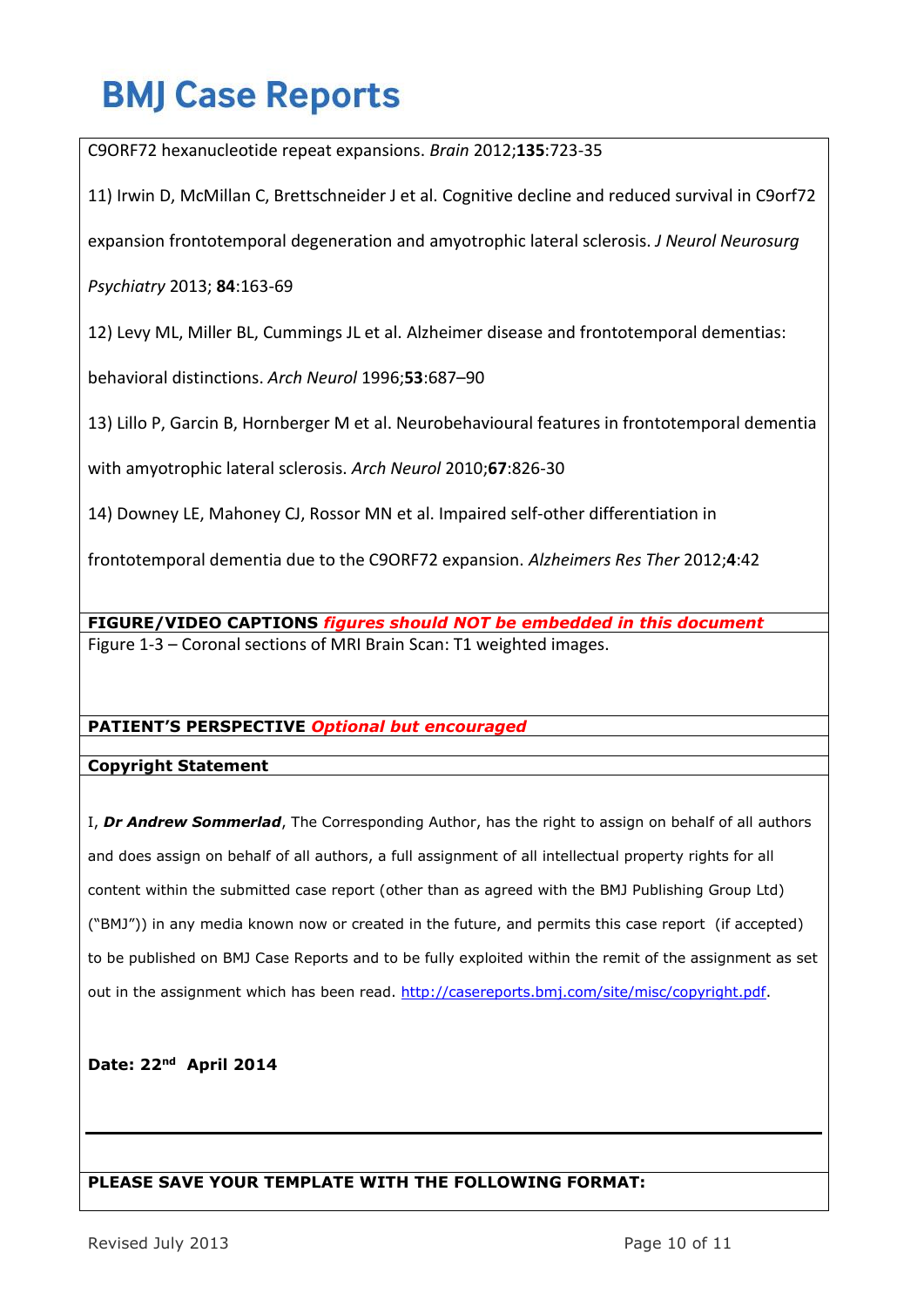C9ORF72 hexanucleotide repeat expansions. *Brain* 2012;**135**:723-35

11) Irwin D, McMillan C, Brettschneider J et al. Cognitive decline and reduced survival in C9orf72 expansion frontotemporal degeneration and amyotrophic lateral sclerosis. *J Neurol Neurosurg Psychiatry* 2013; **84**:163-69

12) Levy ML, Miller BL, Cummings JL et al. Alzheimer disease and frontotemporal dementias: behavioral distinctions. *Arch Neurol* 1996;**53**:687–90

13) Lillo P, Garcin B, Hornberger M et al. Neurobehavioural features in frontotemporal dementia with amyotrophic lateral sclerosis. *Arch Neurol* 2010;**67**:826-30

14) Downey LE, Mahoney CJ, Rossor MN et al. Impaired self-other differentiation in frontotemporal dementia due to the C9ORF72 expansion. *Alzheimers Res Ther* 2012;**4**:42

**FIGURE/VIDEO CAPTIONS** ***figures should NOT be embedded in this document***

Figure 1-3 – Coronal sections of MRI Brain Scan: T1 weighted images.

**PATIENT'S PERSPECTIVE** ***Optional but encouraged***

**Copyright Statement**

I, ***Dr Andrew Sommerlad***, The Corresponding Author, has the right to assign on behalf of all authors and does assign on behalf of all authors, a full assignment of all intellectual property rights for all content within the submitted case report (other than as agreed with the BMJ Publishing Group Ltd) ("BMJ")) in any media known now or created in the future, and permits this case report (if accepted) to be published on BMJ Case Reports and to be fully exploited within the remit of the assignment as set out in the assignment which has been read. http://casereports.bmj.com/site/misc/copyright.pdf.

**Date: 22nd April 2014**

---

**PLEASE SAVE YOUR TEMPLATE WITH THE FOLLOWING FORMAT:**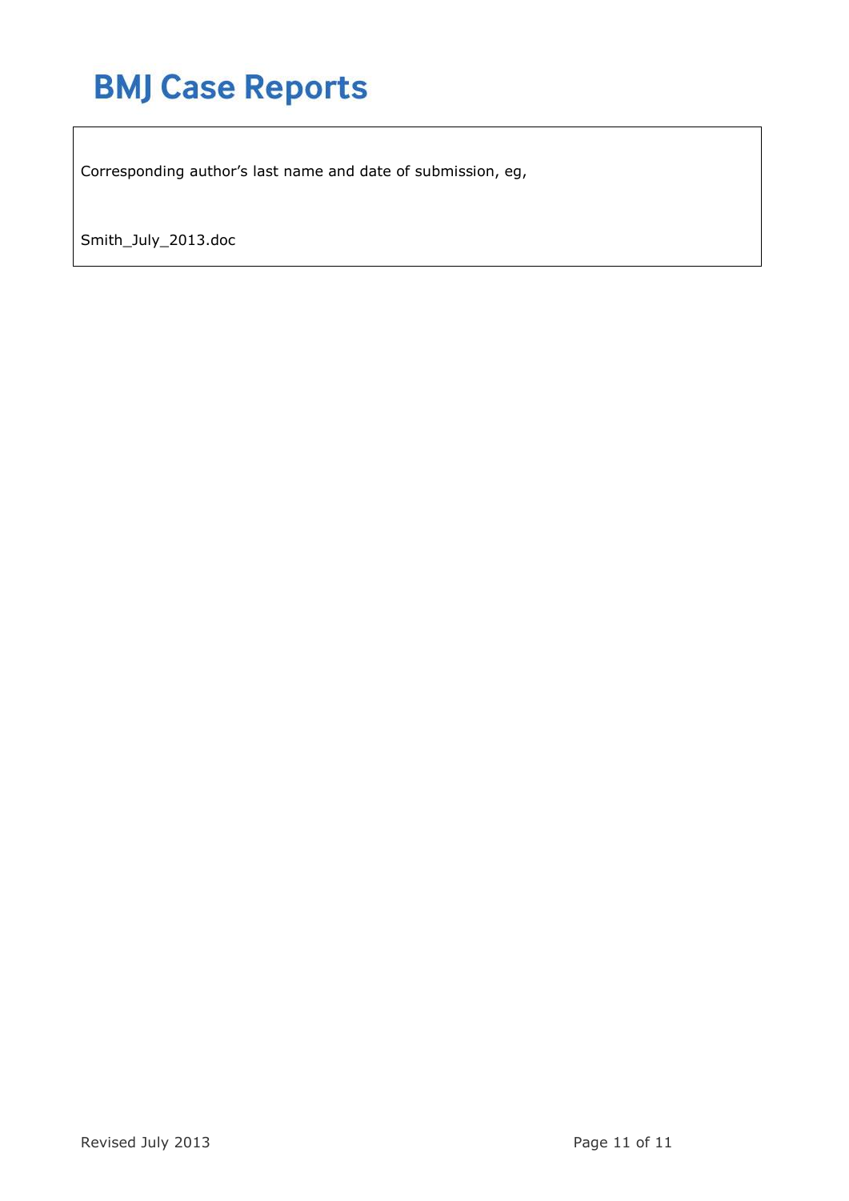Corresponding author's last name and date of submission, eg,

Smith_July_2013.doc